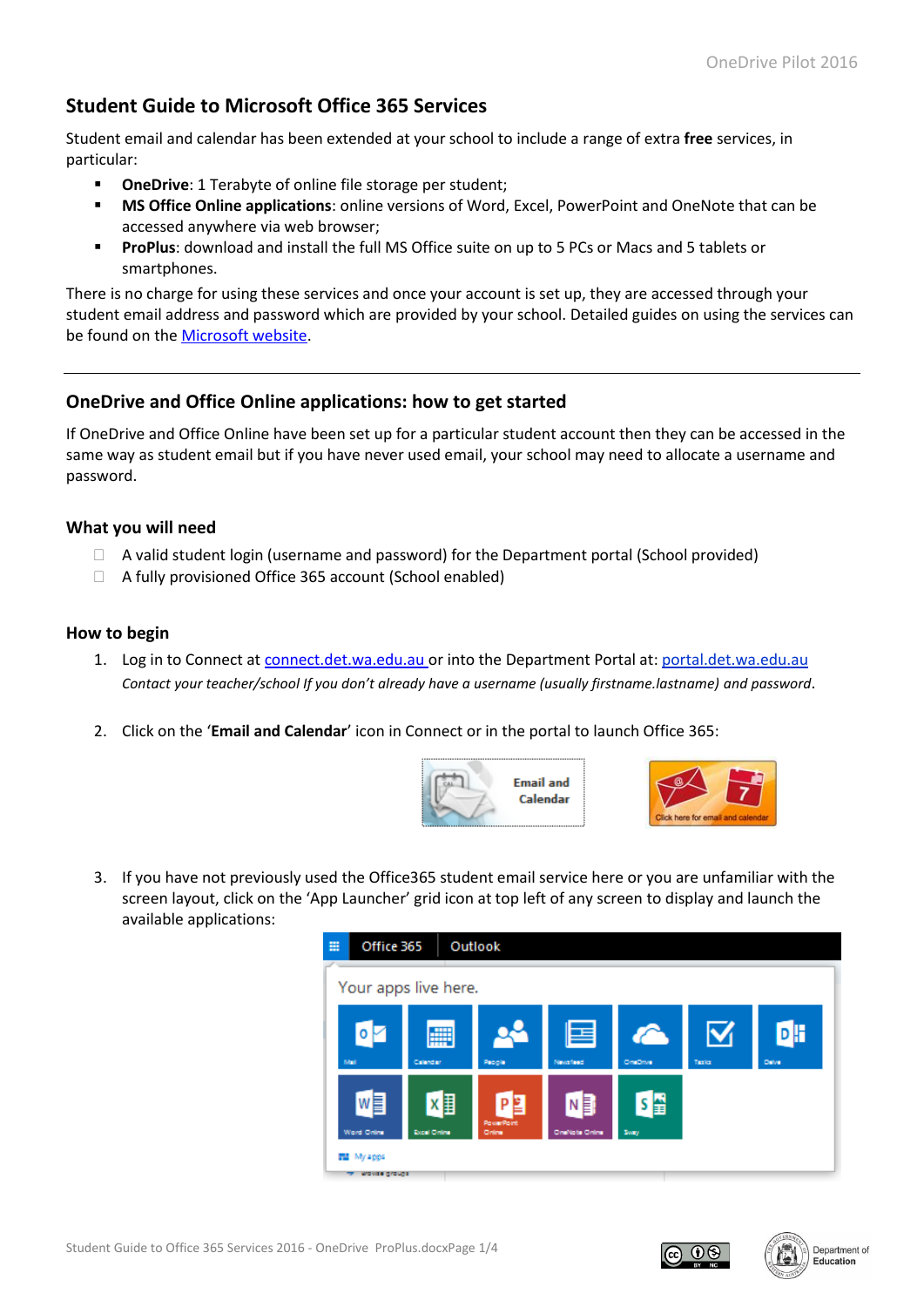## Student Guide to Microsoft Office 365 Services

Student email and calendar has been extended at your school to include a range of extra **free** services, in particular:

- **OneDrive**: 1 Terabyte of online file storage per student;
- **MS Office Online applications**: online versions of Word, Excel, PowerPoint and OneNote that can be accessed anywhere via web browser;
- **ProPlus**: download and install the full MS Office suite on up to 5 PCs or Macs and 5 tablets or smartphones.

There is no charge for using these services and once your account is set up, they are accessed through your student email address and password which are provided by your school. Detailed guides on using the services can be found on the Microsoft website.

---

## OneDrive and Office Online applications: how to get started

If OneDrive and Office Online have been set up for a particular student account then they can be accessed in the same way as student email but if you have never used email, your school may need to allocate a username and password.

### What you will need

- A valid student login (username and password) for the Department portal (School provided)
- A fully provisioned Office 365 account (School enabled)

### How to begin

1. Log in to Connect at connect.det.wa.edu.au or into the Department Portal at: portal.det.wa.edu.au
   *Contact your teacher/school If you don't already have a username (usually firstname.lastname) and password*.

2. Click on the '**Email and Calendar**' icon in Connect or in the portal to launch Office 365:

3. If you have not previously used the Office365 student email service here or you are unfamiliar with the screen layout, click on the 'App Launcher' grid icon at top left of any screen to display and launch the available applications: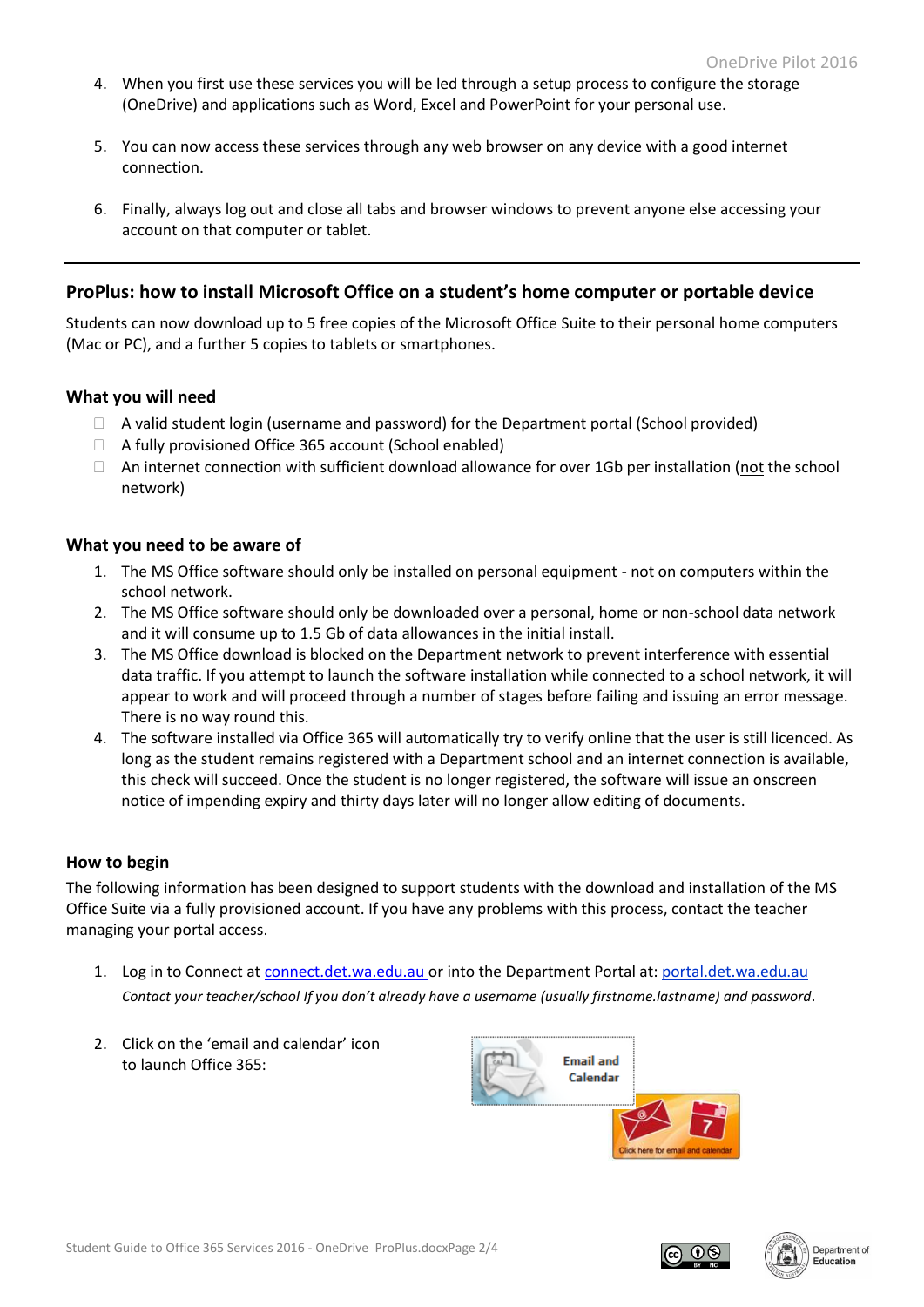4. When you first use these services you will be led through a setup process to configure the storage (OneDrive) and applications such as Word, Excel and PowerPoint for your personal use.

5. You can now access these services through any web browser on any device with a good internet connection.

6. Finally, always log out and close all tabs and browser windows to prevent anyone else accessing your account on that computer or tablet.

---

## ProPlus: how to install Microsoft Office on a student's home computer or portable device

Students can now download up to 5 free copies of the Microsoft Office Suite to their personal home computers (Mac or PC), and a further 5 copies to tablets or smartphones.

### What you will need

- A valid student login (username and password) for the Department portal (School provided)
- A fully provisioned Office 365 account (School enabled)
- An internet connection with sufficient download allowance for over 1Gb per installation (not the school network)

### What you need to be aware of

1. The MS Office software should only be installed on personal equipment - not on computers within the school network.
2. The MS Office software should only be downloaded over a personal, home or non-school data network and it will consume up to 1.5 Gb of data allowances in the initial install.
3. The MS Office download is blocked on the Department network to prevent interference with essential data traffic. If you attempt to launch the software installation while connected to a school network, it will appear to work and will proceed through a number of stages before failing and issuing an error message. There is no way round this.
4. The software installed via Office 365 will automatically try to verify online that the user is still licenced. As long as the student remains registered with a Department school and an internet connection is available, this check will succeed. Once the student is no longer registered, the software will issue an onscreen notice of impending expiry and thirty days later will no longer allow editing of documents.

### How to begin

The following information has been designed to support students with the download and installation of the MS Office Suite via a fully provisioned account. If you have any problems with this process, contact the teacher managing your portal access.

1. Log in to Connect at connect.det.wa.edu.au or into the Department Portal at: portal.det.wa.edu.au
   *Contact your teacher/school If you don't already have a username (usually firstname.lastname) and password.*

2. Click on the 'email and calendar' icon to launch Office 365: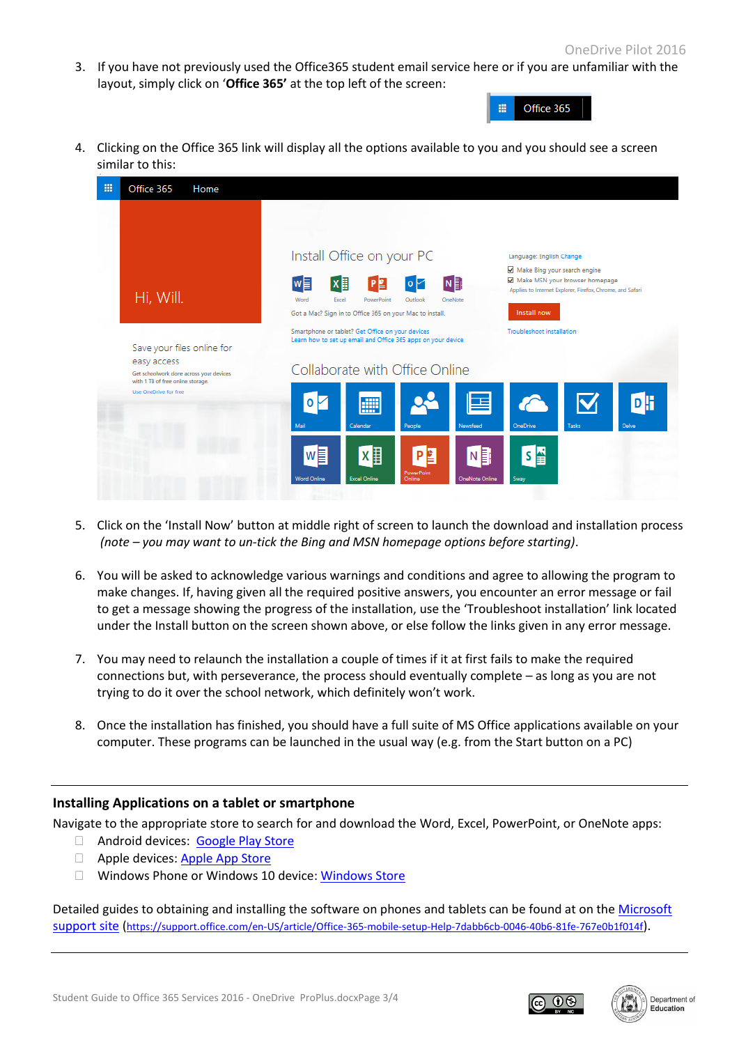3. If you have not previously used the Office365 student email service here or if you are unfamiliar with the layout, simply click on '**Office 365'** at the top left of the screen:

4. Clicking on the Office 365 link will display all the options available to you and you should see a screen similar to this:

5. Click on the 'Install Now' button at middle right of screen to launch the download and installation process *(note – you may want to un-tick the Bing and MSN homepage options before starting)*.

6. You will be asked to acknowledge various warnings and conditions and agree to allowing the program to make changes. If, having given all the required positive answers, you encounter an error message or fail to get a message showing the progress of the installation, use the 'Troubleshoot installation' link located under the Install button on the screen shown above, or else follow the links given in any error message.

7. You may need to relaunch the installation a couple of times if it at first fails to make the required connections but, with perseverance, the process should eventually complete – as long as you are not trying to do it over the school network, which definitely won't work.

8. Once the installation has finished, you should have a full suite of MS Office applications available on your computer. These programs can be launched in the usual way (e.g. from the Start button on a PC)

---

### Installing Applications on a tablet or smartphone

Navigate to the appropriate store to search for and download the Word, Excel, PowerPoint, or OneNote apps:

- Android devices: [Google Play Store]
- Apple devices: [Apple App Store]
- Windows Phone or Windows 10 device: [Windows Store]

Detailed guides to obtaining and installing the software on phones and tablets can be found at on the [Microsoft support site] (https://support.office.com/en-US/article/Office-365-mobile-setup-Help-7dabb6cb-0046-40b6-81fe-767e0b1f014f).

---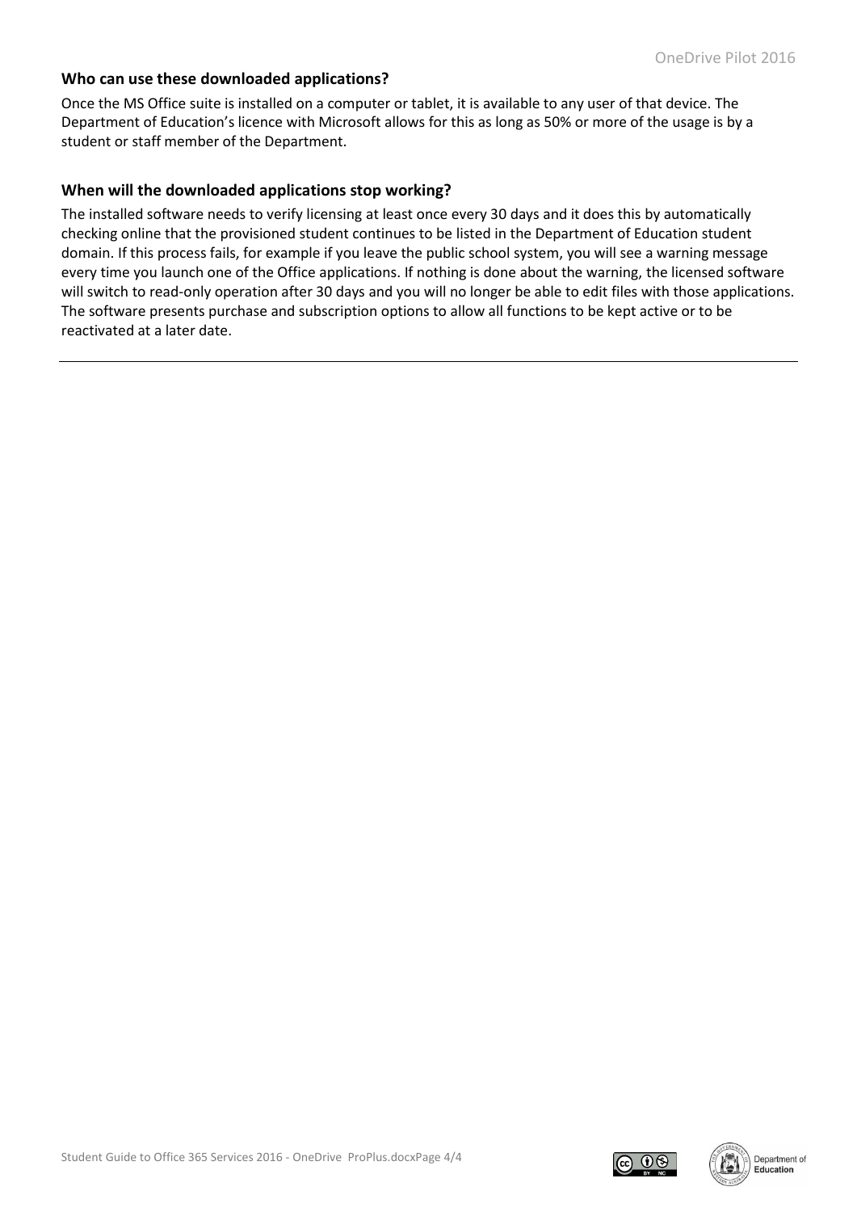### Who can use these downloaded applications?

Once the MS Office suite is installed on a computer or tablet, it is available to any user of that device. The Department of Education's licence with Microsoft allows for this as long as 50% or more of the usage is by a student or staff member of the Department.

### When will the downloaded applications stop working?

The installed software needs to verify licensing at least once every 30 days and it does this by automatically checking online that the provisioned student continues to be listed in the Department of Education student domain. If this process fails, for example if you leave the public school system, you will see a warning message every time you launch one of the Office applications. If nothing is done about the warning, the licensed software will switch to read-only operation after 30 days and you will no longer be able to edit files with those applications. The software presents purchase and subscription options to allow all functions to be kept active or to be reactivated at a later date.

---